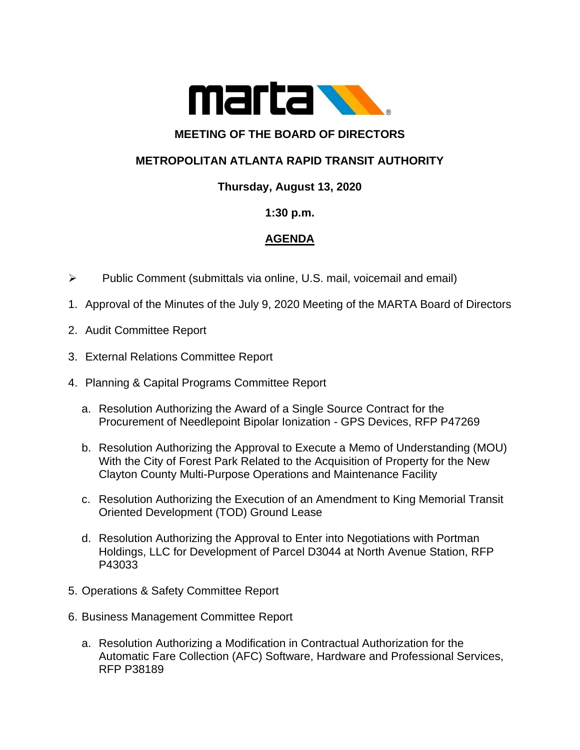**MEETING OF THE BOARD OF DIRECTORS**

**METROPOLITAN ATLANTA RAPID TRANSIT AUTHORITY**

**Thursday, August 13, 2020**

**1:30 p.m.**

## AGENDA

- Public Comment (submittals via online, U.S. mail, voicemail and email)

1. Approval of the Minutes of the July 9, 2020 Meeting of the MARTA Board of Directors
2. Audit Committee Report
3. External Relations Committee Report
4. Planning & Capital Programs Committee Report
   a. Resolution Authorizing the Award of a Single Source Contract for the Procurement of Needlepoint Bipolar Ionization - GPS Devices, RFP P47269
   b. Resolution Authorizing the Approval to Execute a Memo of Understanding (MOU) With the City of Forest Park Related to the Acquisition of Property for the New Clayton County Multi-Purpose Operations and Maintenance Facility
   c. Resolution Authorizing the Execution of an Amendment to King Memorial Transit Oriented Development (TOD) Ground Lease
   d. Resolution Authorizing the Approval to Enter into Negotiations with Portman Holdings, LLC for Development of Parcel D3044 at North Avenue Station, RFP P43033
5. Operations & Safety Committee Report
6. Business Management Committee Report
   a. Resolution Authorizing a Modification in Contractual Authorization for the Automatic Fare Collection (AFC) Software, Hardware and Professional Services, RFP P38189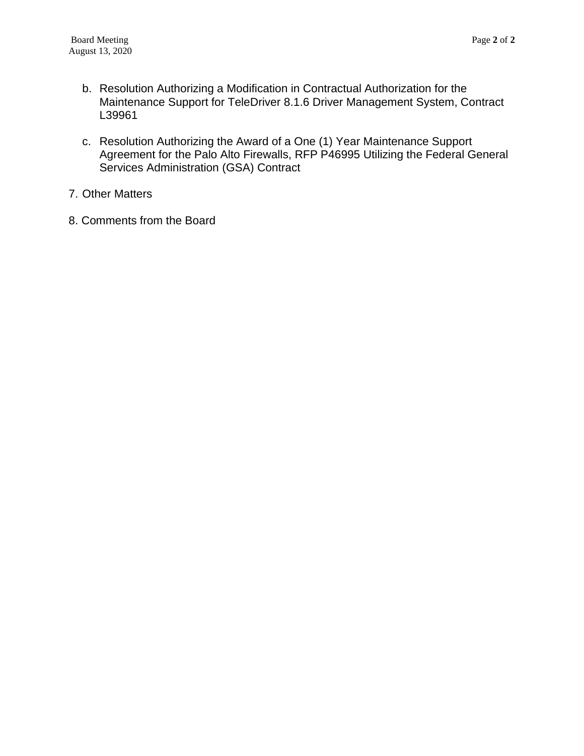b. Resolution Authorizing a Modification in Contractual Authorization for the Maintenance Support for TeleDriver 8.1.6 Driver Management System, Contract L39961

c. Resolution Authorizing the Award of a One (1) Year Maintenance Support Agreement for the Palo Alto Firewalls, RFP P46995 Utilizing the Federal General Services Administration (GSA) Contract

7. Other Matters

8. Comments from the Board